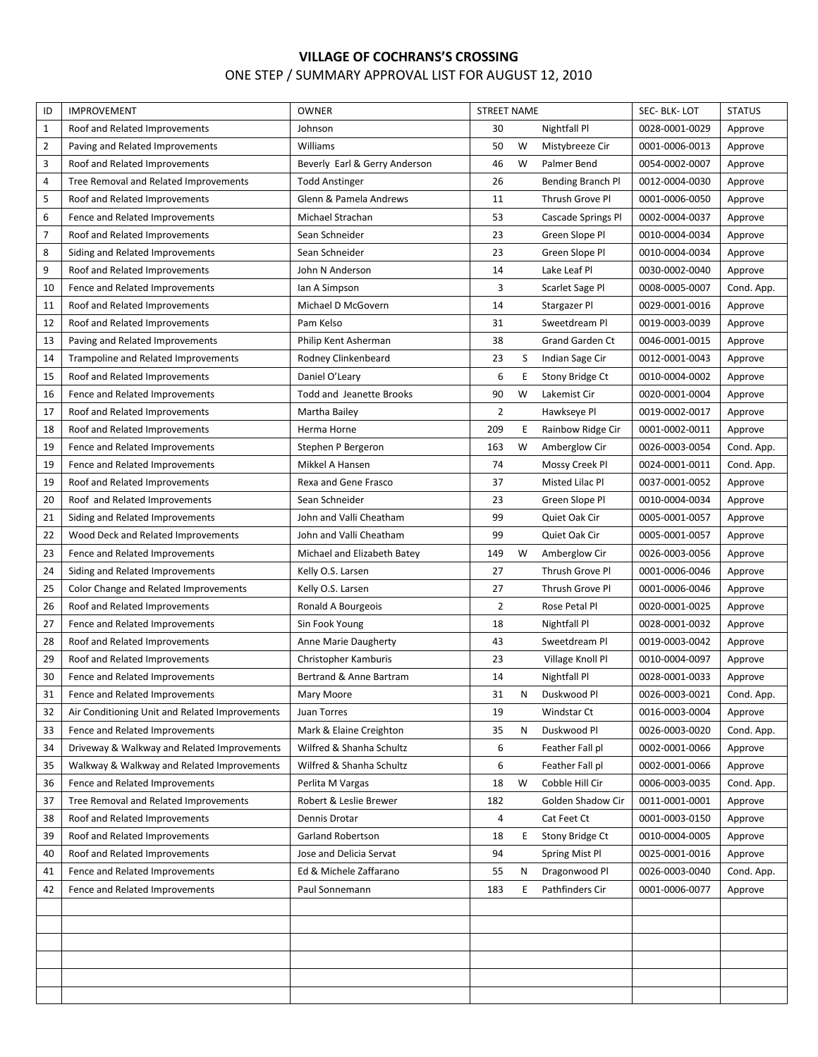**VILLAGE OF COCHRANS'S CROSSING**

ONE STEP / SUMMARY APPROVAL LIST FOR AUGUST 12, 2010

| ID | IMPROVEMENT | OWNER | STREET NAME | | | SEC- BLK- LOT | STATUS |
|---|---|---|---|---|---|---|---|
| 1 | Roof and Related Improvements | Johnson | 30 | | Nightfall Pl | 0028-0001-0029 | Approve |
| 2 | Paving and Related Improvements | Williams | 50 | W | Mistybreeze Cir | 0001-0006-0013 | Approve |
| 3 | Roof and Related Improvements | Beverly Earl & Gerry Anderson | 46 | W | Palmer Bend | 0054-0002-0007 | Approve |
| 4 | Tree Removal and Related Improvements | Todd Anstinger | 26 | | Bending Branch Pl | 0012-0004-0030 | Approve |
| 5 | Roof and Related Improvements | Glenn & Pamela Andrews | 11 | | Thrush Grove Pl | 0001-0006-0050 | Approve |
| 6 | Fence and Related Improvements | Michael Strachan | 53 | | Cascade Springs Pl | 0002-0004-0037 | Approve |
| 7 | Roof and Related Improvements | Sean Schneider | 23 | | Green Slope Pl | 0010-0004-0034 | Approve |
| 8 | Siding and Related Improvements | Sean Schneider | 23 | | Green Slope Pl | 0010-0004-0034 | Approve |
| 9 | Roof and Related Improvements | John N Anderson | 14 | | Lake Leaf Pl | 0030-0002-0040 | Approve |
| 10 | Fence and Related Improvements | Ian A Simpson | 3 | | Scarlet Sage Pl | 0008-0005-0007 | Cond. App. |
| 11 | Roof and Related Improvements | Michael D McGovern | 14 | | Stargazer Pl | 0029-0001-0016 | Approve |
| 12 | Roof and Related Improvements | Pam Kelso | 31 | | Sweetdream Pl | 0019-0003-0039 | Approve |
| 13 | Paving and Related Improvements | Philip Kent Asherman | 38 | | Grand Garden Ct | 0046-0001-0015 | Approve |
| 14 | Trampoline and Related Improvements | Rodney Clinkenbeard | 23 | S | Indian Sage Cir | 0012-0001-0043 | Approve |
| 15 | Roof and Related Improvements | Daniel O'Leary | 6 | E | Stony Bridge Ct | 0010-0004-0002 | Approve |
| 16 | Fence and Related Improvements | Todd and Jeanette Brooks | 90 | W | Lakemist Cir | 0020-0001-0004 | Approve |
| 17 | Roof and Related Improvements | Martha Bailey | 2 | | Hawkseye Pl | 0019-0002-0017 | Approve |
| 18 | Roof and Related Improvements | Herma Horne | 209 | E | Rainbow Ridge Cir | 0001-0002-0011 | Approve |
| 19 | Fence and Related Improvements | Stephen P Bergeron | 163 | W | Amberglow Cir | 0026-0003-0054 | Cond. App. |
| 19 | Fence and Related Improvements | Mikkel A Hansen | 74 | | Mossy Creek Pl | 0024-0001-0011 | Cond. App. |
| 19 | Roof and Related Improvements | Rexa and Gene Frasco | 37 | | Misted Lilac Pl | 0037-0001-0052 | Approve |
| 20 | Roof and Related Improvements | Sean Schneider | 23 | | Green Slope Pl | 0010-0004-0034 | Approve |
| 21 | Siding and Related Improvements | John and Valli Cheatham | 99 | | Quiet Oak Cir | 0005-0001-0057 | Approve |
| 22 | Wood Deck and Related Improvements | John and Valli Cheatham | 99 | | Quiet Oak Cir | 0005-0001-0057 | Approve |
| 23 | Fence and Related Improvements | Michael and Elizabeth Batey | 149 | W | Amberglow Cir | 0026-0003-0056 | Approve |
| 24 | Siding and Related Improvements | Kelly O.S. Larsen | 27 | | Thrush Grove Pl | 0001-0006-0046 | Approve |
| 25 | Color Change and Related Improvements | Kelly O.S. Larsen | 27 | | Thrush Grove Pl | 0001-0006-0046 | Approve |
| 26 | Roof and Related Improvements | Ronald A Bourgeois | 2 | | Rose Petal Pl | 0020-0001-0025 | Approve |
| 27 | Fence and Related Improvements | Sin Fook Young | 18 | | Nightfall Pl | 0028-0001-0032 | Approve |
| 28 | Roof and Related Improvements | Anne Marie Daugherty | 43 | | Sweetdream Pl | 0019-0003-0042 | Approve |
| 29 | Roof and Related Improvements | Christopher Kamburis | 23 | | Village Knoll Pl | 0010-0004-0097 | Approve |
| 30 | Fence and Related Improvements | Bertrand & Anne Bartram | 14 | | Nightfall Pl | 0028-0001-0033 | Approve |
| 31 | Fence and Related Improvements | Mary Moore | 31 | N | Duskwood Pl | 0026-0003-0021 | Cond. App. |
| 32 | Air Conditioning Unit and Related Improvements | Juan Torres | 19 | | Windstar Ct | 0016-0003-0004 | Approve |
| 33 | Fence and Related Improvements | Mark & Elaine Creighton | 35 | N | Duskwood Pl | 0026-0003-0020 | Cond. App. |
| 34 | Driveway & Walkway and Related Improvements | Wilfred & Shanha Schultz | 6 | | Feather Fall pl | 0002-0001-0066 | Approve |
| 35 | Walkway & Walkway and Related Improvements | Wilfred & Shanha Schultz | 6 | | Feather Fall pl | 0002-0001-0066 | Approve |
| 36 | Fence and Related Improvements | Perlita M Vargas | 18 | W | Cobble Hill Cir | 0006-0003-0035 | Cond. App. |
| 37 | Tree Removal and Related Improvements | Robert & Leslie Brewer | 182 | | Golden Shadow Cir | 0011-0001-0001 | Approve |
| 38 | Roof and Related Improvements | Dennis Drotar | 4 | | Cat Feet Ct | 0001-0003-0150 | Approve |
| 39 | Roof and Related Improvements | Garland Robertson | 18 | E | Stony Bridge Ct | 0010-0004-0005 | Approve |
| 40 | Roof and Related Improvements | Jose and Delicia Servat | 94 | | Spring Mist Pl | 0025-0001-0016 | Approve |
| 41 | Fence and Related Improvements | Ed & Michele Zaffarano | 55 | N | Dragonwood Pl | 0026-0003-0040 | Cond. App. |
| 42 | Fence and Related Improvements | Paul Sonnemann | 183 | E | Pathfinders Cir | 0001-0006-0077 | Approve |
| | | | | | | | |
| | | | | | | | |
| | | | | | | | |
| | | | | | | | |
| | | | | | | | |
| | | | | | | | |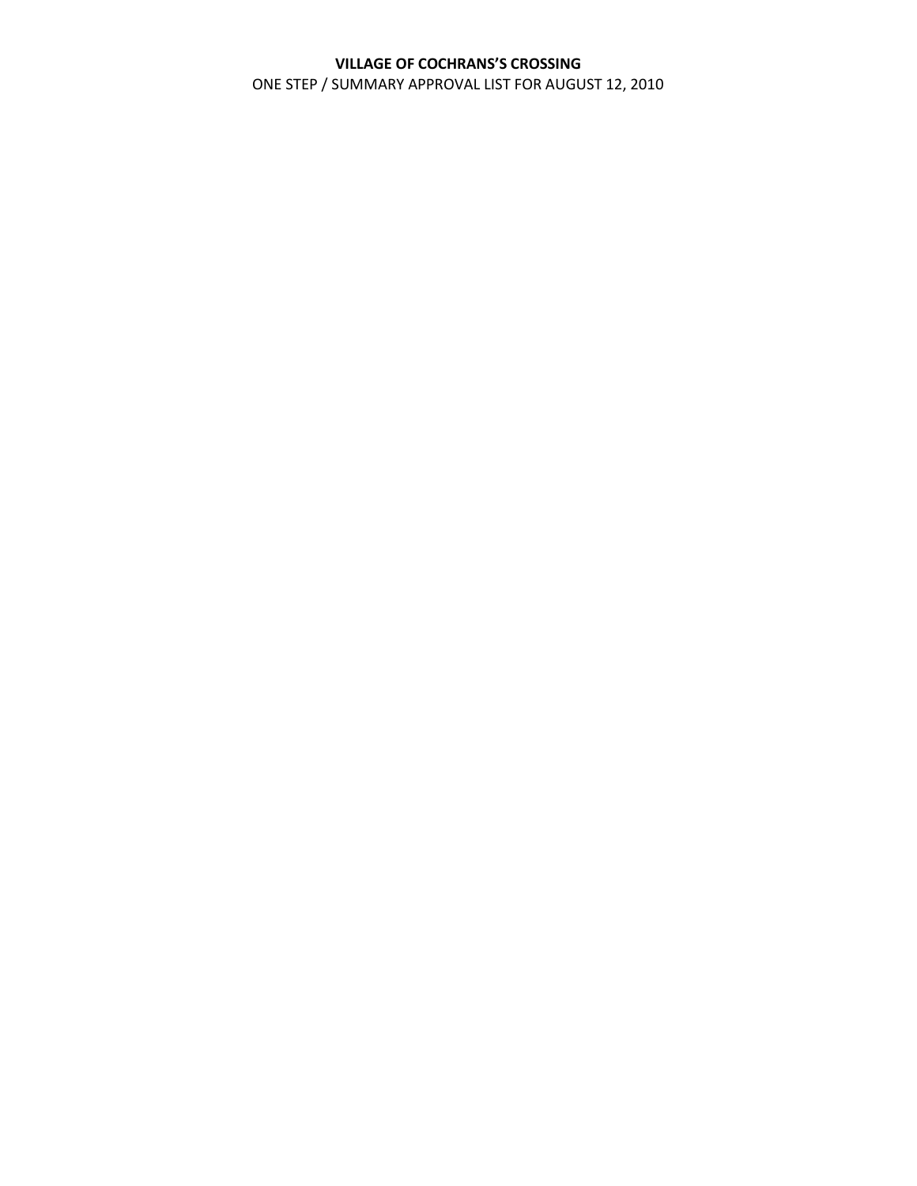**VILLAGE OF COCHRANS'S CROSSING**

ONE STEP / SUMMARY APPROVAL LIST FOR AUGUST 12, 2010